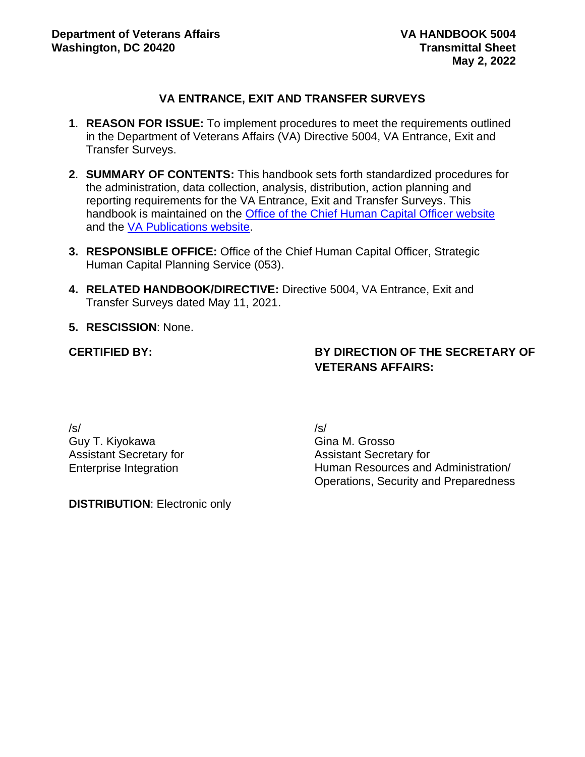**Department of Veterans Affairs**
**Washington, DC 20420**

**VA HANDBOOK 5004**
**Transmittal Sheet**
**May 2, 2022**

## VA ENTRANCE, EXIT AND TRANSFER SURVEYS

1. **REASON FOR ISSUE:** To implement procedures to meet the requirements outlined in the Department of Veterans Affairs (VA) Directive 5004, VA Entrance, Exit and Transfer Surveys.

2. **SUMMARY OF CONTENTS:** This handbook sets forth standardized procedures for the administration, data collection, analysis, distribution, action planning and reporting requirements for the VA Entrance, Exit and Transfer Surveys. This handbook is maintained on the Office of the Chief Human Capital Officer website and the VA Publications website.

3. **RESPONSIBLE OFFICE:** Office of the Chief Human Capital Officer, Strategic Human Capital Planning Service (053).

4. **RELATED HANDBOOK/DIRECTIVE:** Directive 5004, VA Entrance, Exit and Transfer Surveys dated May 11, 2021.

5. **RESCISSION**: None.

**CERTIFIED BY:**

/s/
Guy T. Kiyokawa
Assistant Secretary for
Enterprise Integration

**BY DIRECTION OF THE SECRETARY OF VETERANS AFFAIRS:**

/s/
Gina M. Grosso
Assistant Secretary for
Human Resources and Administration/
Operations, Security and Preparedness

**DISTRIBUTION**: Electronic only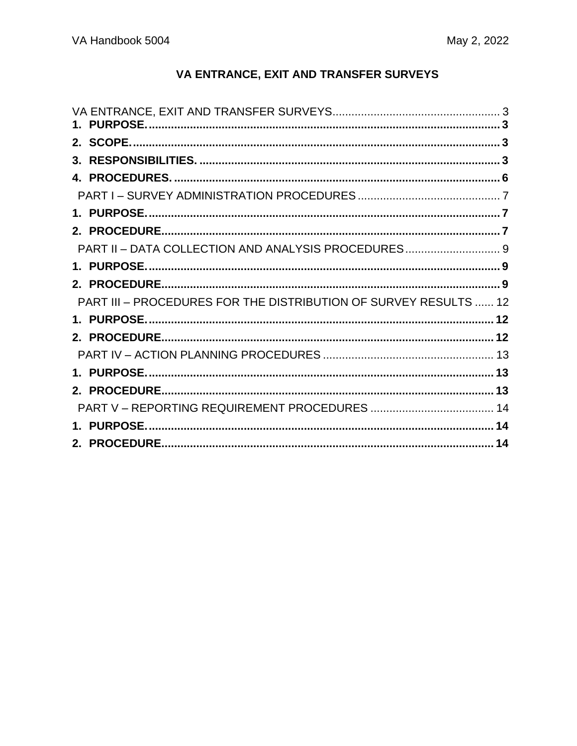## VA ENTRANCE, EXIT AND TRANSFER SURVEYS

VA ENTRANCE, EXIT AND TRANSFER SURVEYS .................................................... 3
**1. PURPOSE.** ............................................................................................................ 3
**2. SCOPE.** ................................................................................................................. 3
**3. RESPONSIBILITIES.** ............................................................................................ 3
**4. PROCEDURES.** .................................................................................................... 6
PART I – SURVEY ADMINISTRATION PROCEDURES ............................................ 7
**1. PURPOSE.** ............................................................................................................ 7
**2. PROCEDURE.** ....................................................................................................... 7
PART II – DATA COLLECTION AND ANALYSIS PROCEDURES ............................. 9
**1. PURPOSE.** ............................................................................................................ 9
**2. PROCEDURE.** ....................................................................................................... 9
PART III – PROCEDURES FOR THE DISTRIBUTION OF SURVEY RESULTS ...... 12
**1. PURPOSE.** .......................................................................................................... 12
**2. PROCEDURE.** ..................................................................................................... 12
PART IV – ACTION PLANNING PROCEDURES ..................................................... 13
**1. PURPOSE.** .......................................................................................................... 13
**2. PROCEDURE.** ..................................................................................................... 13
PART V – REPORTING REQUIREMENT PROCEDURES ....................................... 14
**1. PURPOSE.** .......................................................................................................... 14
**2. PROCEDURE.** ..................................................................................................... 14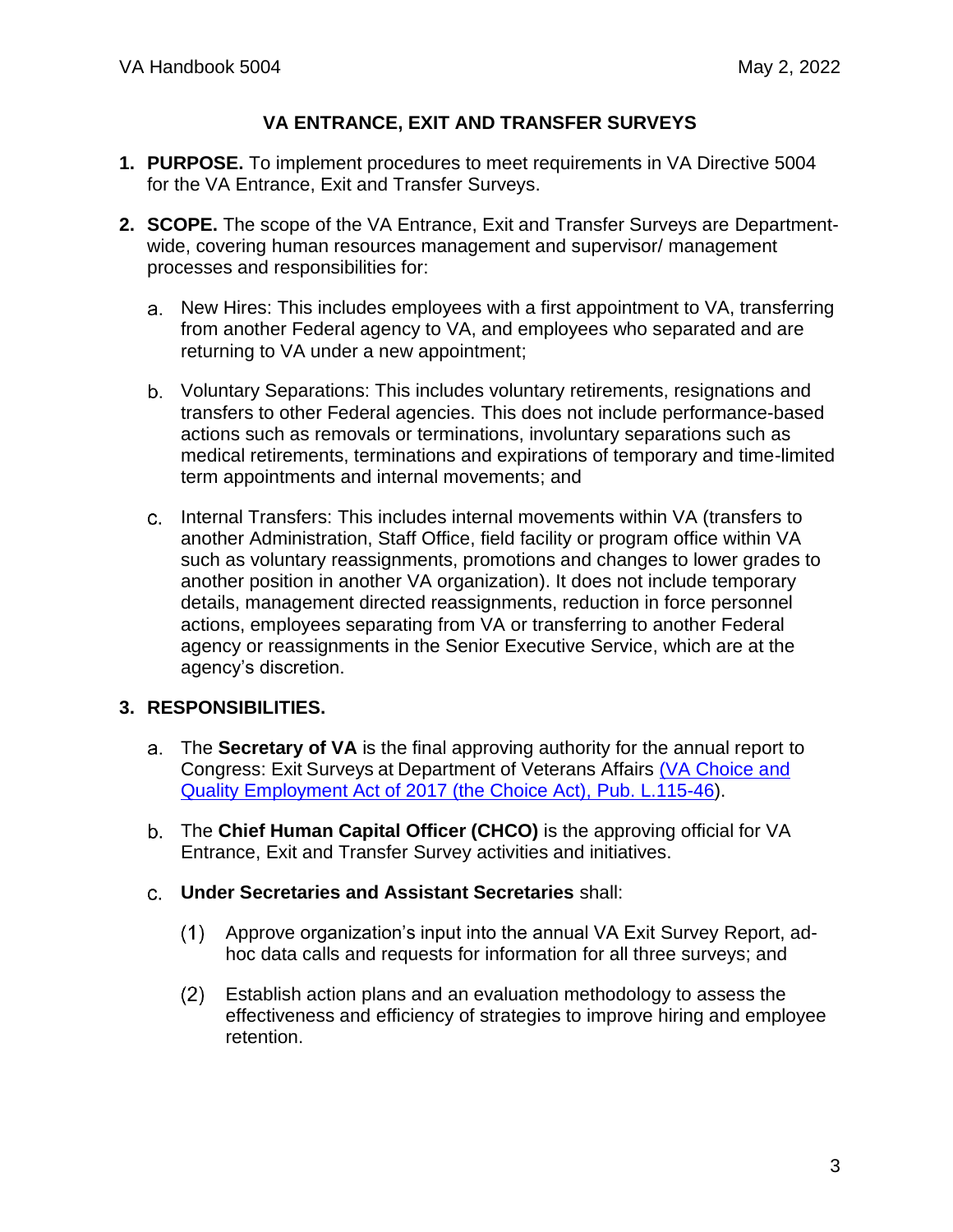## VA ENTRANCE, EXIT AND TRANSFER SURVEYS

1. **PURPOSE.** To implement procedures to meet requirements in VA Directive 5004 for the VA Entrance, Exit and Transfer Surveys.

2. **SCOPE.** The scope of the VA Entrance, Exit and Transfer Surveys are Department-wide, covering human resources management and supervisor/ management processes and responsibilities for:

   a. New Hires: This includes employees with a first appointment to VA, transferring from another Federal agency to VA, and employees who separated and are returning to VA under a new appointment;

   b. Voluntary Separations: This includes voluntary retirements, resignations and transfers to other Federal agencies. This does not include performance-based actions such as removals or terminations, involuntary separations such as medical retirements, terminations and expirations of temporary and time-limited term appointments and internal movements; and

   c. Internal Transfers: This includes internal movements within VA (transfers to another Administration, Staff Office, field facility or program office within VA such as voluntary reassignments, promotions and changes to lower grades to another position in another VA organization). It does not include temporary details, management directed reassignments, reduction in force personnel actions, employees separating from VA or transferring to another Federal agency or reassignments in the Senior Executive Service, which are at the agency's discretion.

3. **RESPONSIBILITIES.**

   a. The **Secretary of VA** is the final approving authority for the annual report to Congress: Exit Surveys at Department of Veterans Affairs (VA Choice and Quality Employment Act of 2017 (the Choice Act), Pub. L.115-46).

   b. The **Chief Human Capital Officer (CHCO)** is the approving official for VA Entrance, Exit and Transfer Survey activities and initiatives.

   c. **Under Secretaries and Assistant Secretaries** shall:

      (1) Approve organization's input into the annual VA Exit Survey Report, ad-hoc data calls and requests for information for all three surveys; and

      (2) Establish action plans and an evaluation methodology to assess the effectiveness and efficiency of strategies to improve hiring and employee retention.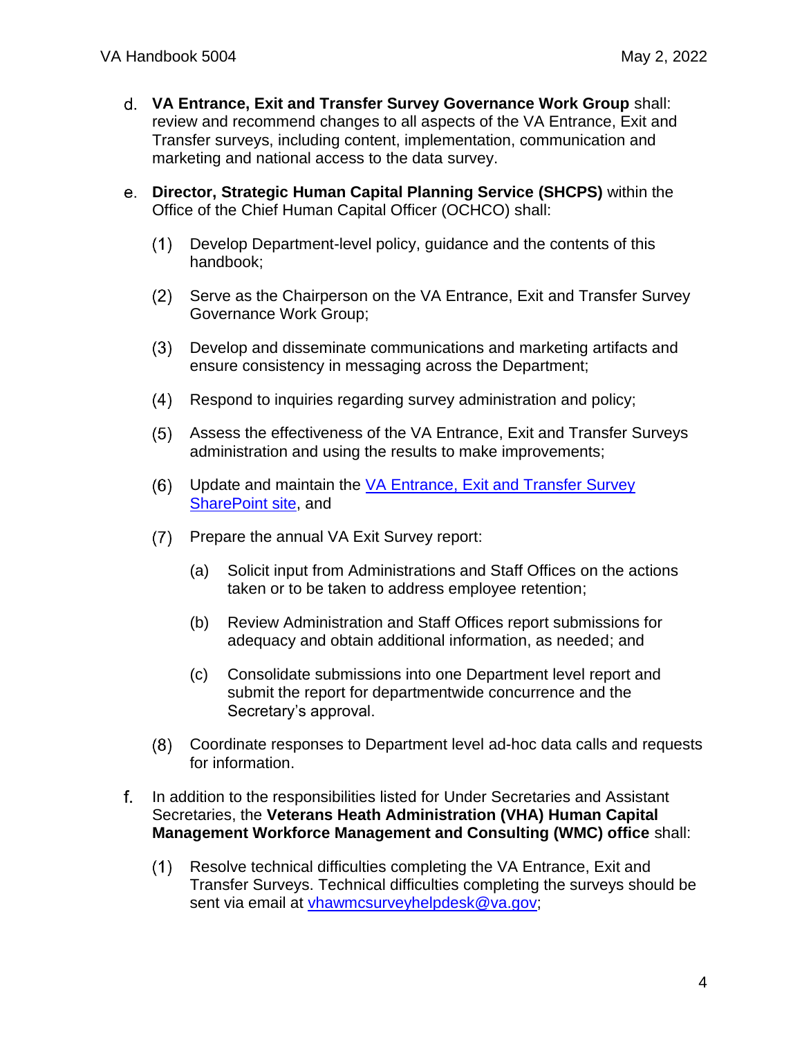d. **VA Entrance, Exit and Transfer Survey Governance Work Group** shall: review and recommend changes to all aspects of the VA Entrance, Exit and Transfer surveys, including content, implementation, communication and marketing and national access to the data survey.

e. **Director, Strategic Human Capital Planning Service (SHCPS)** within the Office of the Chief Human Capital Officer (OCHCO) shall:

(1) Develop Department-level policy, guidance and the contents of this handbook;

(2) Serve as the Chairperson on the VA Entrance, Exit and Transfer Survey Governance Work Group;

(3) Develop and disseminate communications and marketing artifacts and ensure consistency in messaging across the Department;

(4) Respond to inquiries regarding survey administration and policy;

(5) Assess the effectiveness of the VA Entrance, Exit and Transfer Surveys administration and using the results to make improvements;

(6) Update and maintain the VA Entrance, Exit and Transfer Survey SharePoint site, and

(7) Prepare the annual VA Exit Survey report:

(a) Solicit input from Administrations and Staff Offices on the actions taken or to be taken to address employee retention;

(b) Review Administration and Staff Offices report submissions for adequacy and obtain additional information, as needed; and

(c) Consolidate submissions into one Department level report and submit the report for departmentwide concurrence and the Secretary's approval.

(8) Coordinate responses to Department level ad-hoc data calls and requests for information.

f. In addition to the responsibilities listed for Under Secretaries and Assistant Secretaries, the **Veterans Heath Administration (VHA) Human Capital Management Workforce Management and Consulting (WMC) office** shall:

(1) Resolve technical difficulties completing the VA Entrance, Exit and Transfer Surveys. Technical difficulties completing the surveys should be sent via email at vhawmcsurveyhelpdesk@va.gov;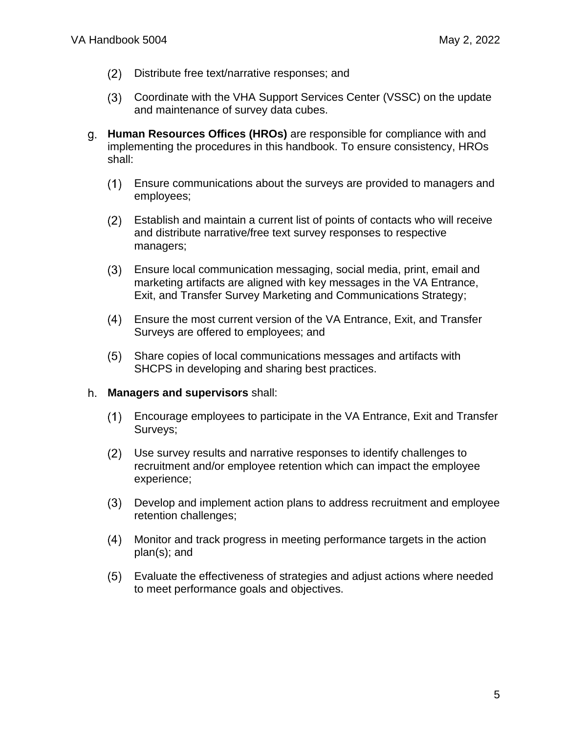(2) Distribute free text/narrative responses; and

(3) Coordinate with the VHA Support Services Center (VSSC) on the update and maintenance of survey data cubes.

g. **Human Resources Offices (HROs)** are responsible for compliance with and implementing the procedures in this handbook. To ensure consistency, HROs shall:

(1) Ensure communications about the surveys are provided to managers and employees;

(2) Establish and maintain a current list of points of contacts who will receive and distribute narrative/free text survey responses to respective managers;

(3) Ensure local communication messaging, social media, print, email and marketing artifacts are aligned with key messages in the VA Entrance, Exit, and Transfer Survey Marketing and Communications Strategy;

(4) Ensure the most current version of the VA Entrance, Exit, and Transfer Surveys are offered to employees; and

(5) Share copies of local communications messages and artifacts with SHCPS in developing and sharing best practices.

h. **Managers and supervisors** shall:

(1) Encourage employees to participate in the VA Entrance, Exit and Transfer Surveys;

(2) Use survey results and narrative responses to identify challenges to recruitment and/or employee retention which can impact the employee experience;

(3) Develop and implement action plans to address recruitment and employee retention challenges;

(4) Monitor and track progress in meeting performance targets in the action plan(s); and

(5) Evaluate the effectiveness of strategies and adjust actions where needed to meet performance goals and objectives.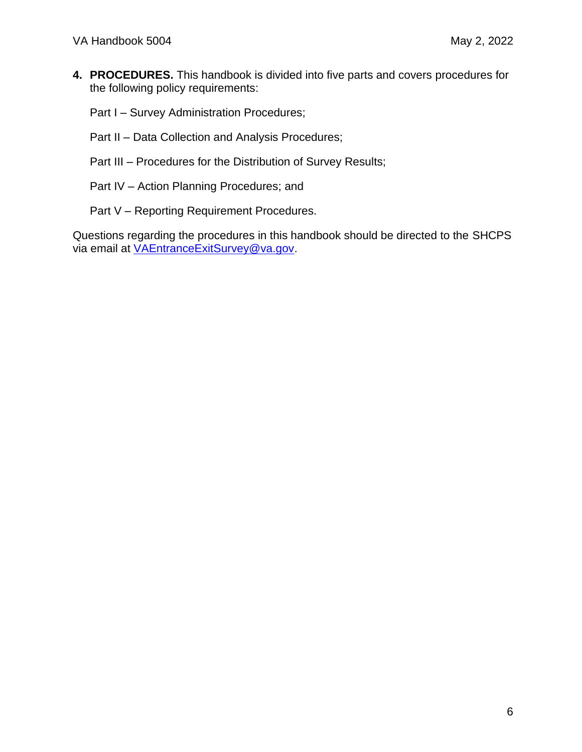**4. PROCEDURES.** This handbook is divided into five parts and covers procedures for the following policy requirements:

Part I – Survey Administration Procedures;

Part II – Data Collection and Analysis Procedures;

Part III – Procedures for the Distribution of Survey Results;

Part IV – Action Planning Procedures; and

Part V – Reporting Requirement Procedures.

Questions regarding the procedures in this handbook should be directed to the SHCPS via email at [VAEntranceExitSurvey@va.gov](mailto:VAEntranceExitSurvey@va.gov).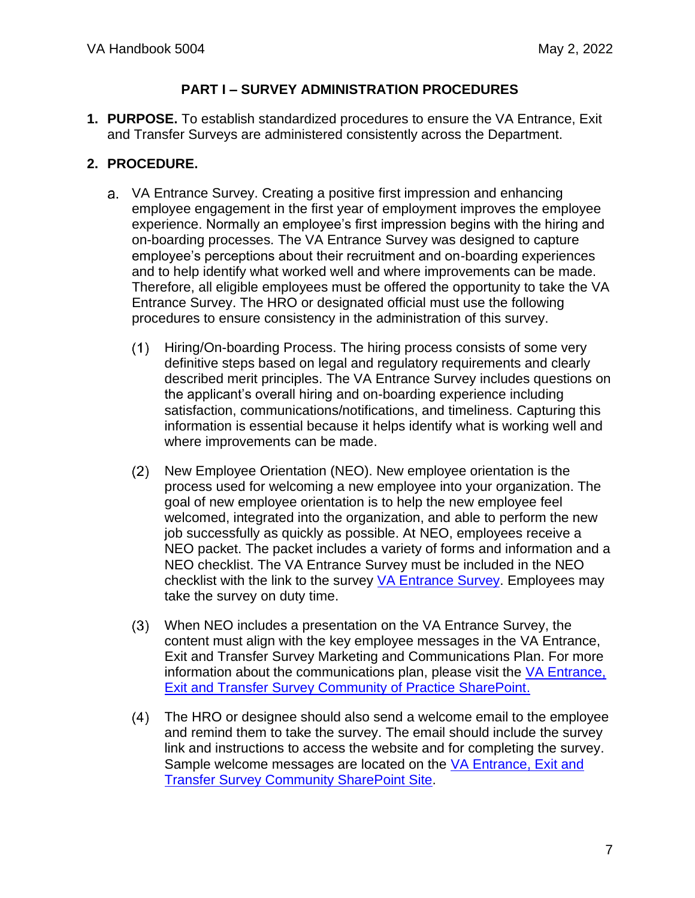## PART I – SURVEY ADMINISTRATION PROCEDURES

**1. PURPOSE.** To establish standardized procedures to ensure the VA Entrance, Exit and Transfer Surveys are administered consistently across the Department.

**2. PROCEDURE.**

a. VA Entrance Survey. Creating a positive first impression and enhancing employee engagement in the first year of employment improves the employee experience. Normally an employee's first impression begins with the hiring and on-boarding processes. The VA Entrance Survey was designed to capture employee's perceptions about their recruitment and on-boarding experiences and to help identify what worked well and where improvements can be made. Therefore, all eligible employees must be offered the opportunity to take the VA Entrance Survey. The HRO or designated official must use the following procedures to ensure consistency in the administration of this survey.

(1) Hiring/On-boarding Process. The hiring process consists of some very definitive steps based on legal and regulatory requirements and clearly described merit principles. The VA Entrance Survey includes questions on the applicant's overall hiring and on-boarding experience including satisfaction, communications/notifications, and timeliness. Capturing this information is essential because it helps identify what is working well and where improvements can be made.

(2) New Employee Orientation (NEO). New employee orientation is the process used for welcoming a new employee into your organization. The goal of new employee orientation is to help the new employee feel welcomed, integrated into the organization, and able to perform the new job successfully as quickly as possible. At NEO, employees receive a NEO packet. The packet includes a variety of forms and information and a NEO checklist. The VA Entrance Survey must be included in the NEO checklist with the link to the survey VA Entrance Survey. Employees may take the survey on duty time.

(3) When NEO includes a presentation on the VA Entrance Survey, the content must align with the key employee messages in the VA Entrance, Exit and Transfer Survey Marketing and Communications Plan. For more information about the communications plan, please visit the VA Entrance, Exit and Transfer Survey Community of Practice SharePoint.

(4) The HRO or designee should also send a welcome email to the employee and remind them to take the survey. The email should include the survey link and instructions to access the website and for completing the survey. Sample welcome messages are located on the VA Entrance, Exit and Transfer Survey Community SharePoint Site.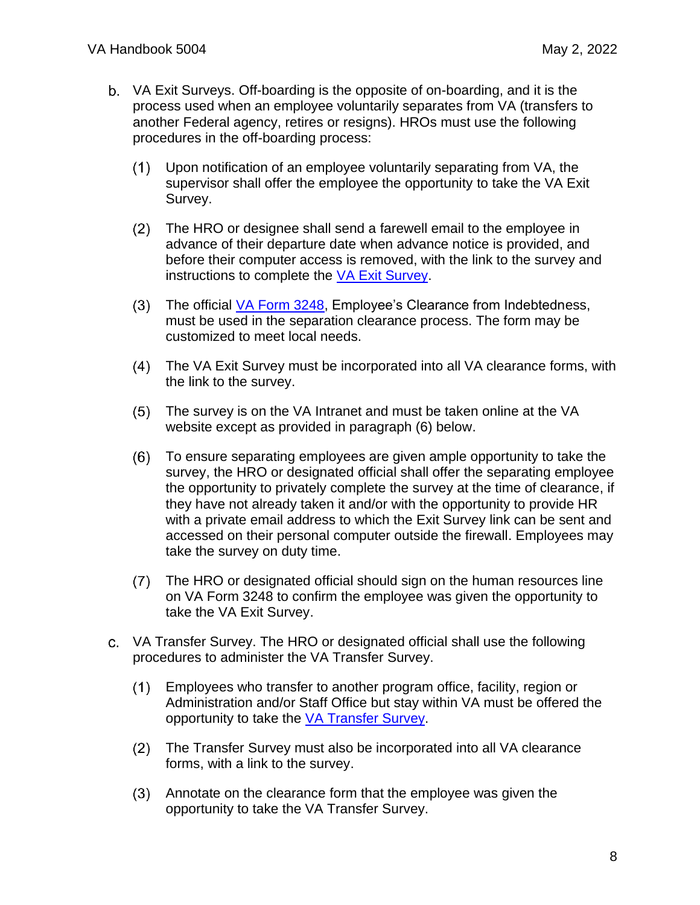b. VA Exit Surveys. Off-boarding is the opposite of on-boarding, and it is the process used when an employee voluntarily separates from VA (transfers to another Federal agency, retires or resigns). HROs must use the following procedures in the off-boarding process:

   (1) Upon notification of an employee voluntarily separating from VA, the supervisor shall offer the employee the opportunity to take the VA Exit Survey.

   (2) The HRO or designee shall send a farewell email to the employee in advance of their departure date when advance notice is provided, and before their computer access is removed, with the link to the survey and instructions to complete the VA Exit Survey.

   (3) The official VA Form 3248, Employee's Clearance from Indebtedness, must be used in the separation clearance process. The form may be customized to meet local needs.

   (4) The VA Exit Survey must be incorporated into all VA clearance forms, with the link to the survey.

   (5) The survey is on the VA Intranet and must be taken online at the VA website except as provided in paragraph (6) below.

   (6) To ensure separating employees are given ample opportunity to take the survey, the HRO or designated official shall offer the separating employee the opportunity to privately complete the survey at the time of clearance, if they have not already taken it and/or with the opportunity to provide HR with a private email address to which the Exit Survey link can be sent and accessed on their personal computer outside the firewall. Employees may take the survey on duty time.

   (7) The HRO or designated official should sign on the human resources line on VA Form 3248 to confirm the employee was given the opportunity to take the VA Exit Survey.

c. VA Transfer Survey. The HRO or designated official shall use the following procedures to administer the VA Transfer Survey.

   (1) Employees who transfer to another program office, facility, region or Administration and/or Staff Office but stay within VA must be offered the opportunity to take the VA Transfer Survey.

   (2) The Transfer Survey must also be incorporated into all VA clearance forms, with a link to the survey.

   (3) Annotate on the clearance form that the employee was given the opportunity to take the VA Transfer Survey.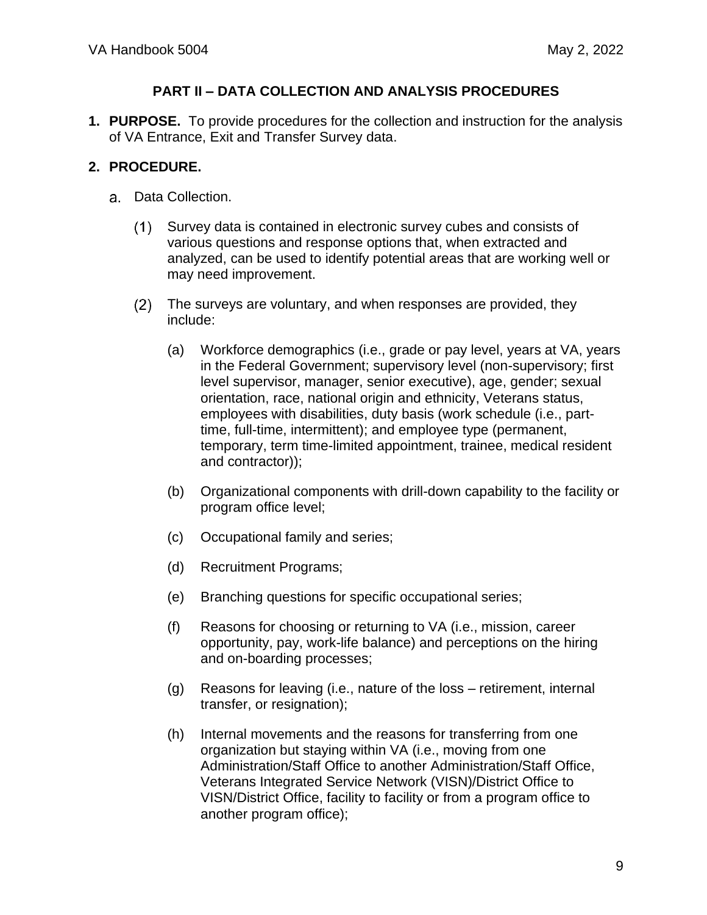## PART II – DATA COLLECTION AND ANALYSIS PROCEDURES

**1. PURPOSE.** To provide procedures for the collection and instruction for the analysis of VA Entrance, Exit and Transfer Survey data.

**2. PROCEDURE.**

a. Data Collection.

(1) Survey data is contained in electronic survey cubes and consists of various questions and response options that, when extracted and analyzed, can be used to identify potential areas that are working well or may need improvement.

(2) The surveys are voluntary, and when responses are provided, they include:

(a) Workforce demographics (i.e., grade or pay level, years at VA, years in the Federal Government; supervisory level (non-supervisory; first level supervisor, manager, senior executive), age, gender; sexual orientation, race, national origin and ethnicity, Veterans status, employees with disabilities, duty basis (work schedule (i.e., part-time, full-time, intermittent); and employee type (permanent, temporary, term time-limited appointment, trainee, medical resident and contractor));

(b) Organizational components with drill-down capability to the facility or program office level;

(c) Occupational family and series;

(d) Recruitment Programs;

(e) Branching questions for specific occupational series;

(f) Reasons for choosing or returning to VA (i.e., mission, career opportunity, pay, work-life balance) and perceptions on the hiring and on-boarding processes;

(g) Reasons for leaving (i.e., nature of the loss – retirement, internal transfer, or resignation);

(h) Internal movements and the reasons for transferring from one organization but staying within VA (i.e., moving from one Administration/Staff Office to another Administration/Staff Office, Veterans Integrated Service Network (VISN)/District Office to VISN/District Office, facility to facility or from a program office to another program office);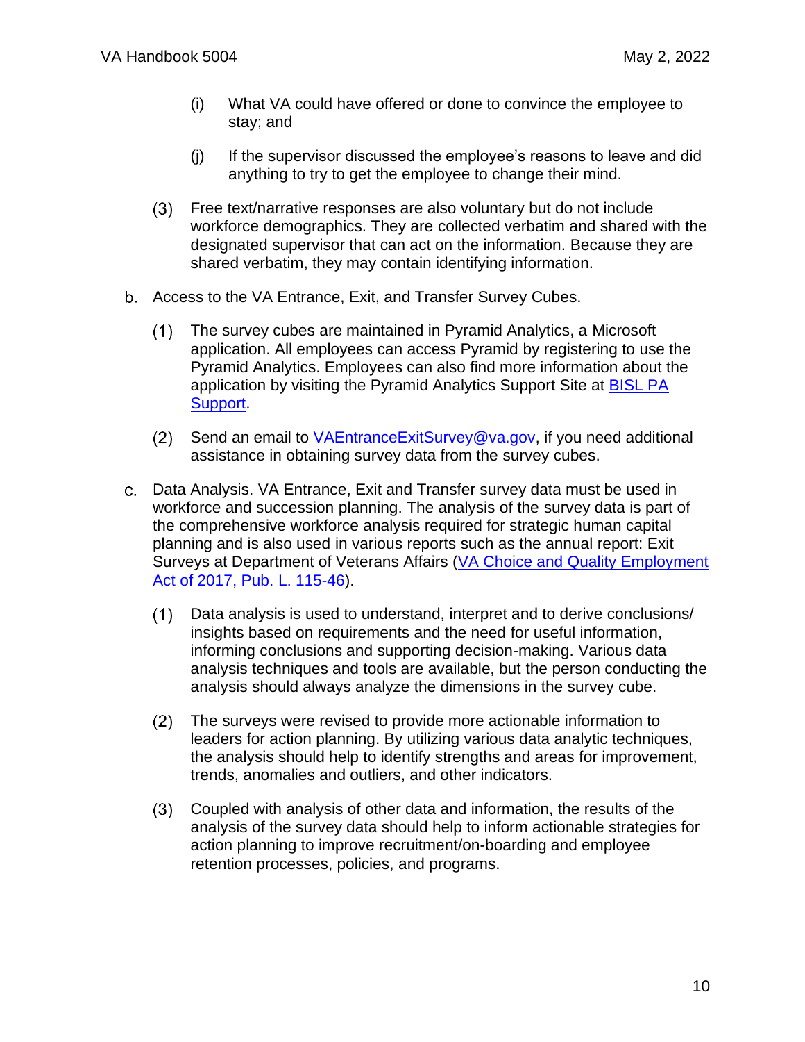(i) What VA could have offered or done to convince the employee to stay; and

(j) If the supervisor discussed the employee's reasons to leave and did anything to try to get the employee to change their mind.

(3) Free text/narrative responses are also voluntary but do not include workforce demographics. They are collected verbatim and shared with the designated supervisor that can act on the information. Because they are shared verbatim, they may contain identifying information.

b. Access to the VA Entrance, Exit, and Transfer Survey Cubes.

(1) The survey cubes are maintained in Pyramid Analytics, a Microsoft application. All employees can access Pyramid by registering to use the Pyramid Analytics. Employees can also find more information about the application by visiting the Pyramid Analytics Support Site at [BISL PA Support](BISL PA Support).

(2) Send an email to [VAEntranceExitSurvey@va.gov](mailto:VAEntranceExitSurvey@va.gov), if you need additional assistance in obtaining survey data from the survey cubes.

c. Data Analysis. VA Entrance, Exit and Transfer survey data must be used in workforce and succession planning. The analysis of the survey data is part of the comprehensive workforce analysis required for strategic human capital planning and is also used in various reports such as the annual report: Exit Surveys at Department of Veterans Affairs (VA Choice and Quality Employment Act of 2017, Pub. L. 115-46).

(1) Data analysis is used to understand, interpret and to derive conclusions/ insights based on requirements and the need for useful information, informing conclusions and supporting decision-making. Various data analysis techniques and tools are available, but the person conducting the analysis should always analyze the dimensions in the survey cube.

(2) The surveys were revised to provide more actionable information to leaders for action planning. By utilizing various data analytic techniques, the analysis should help to identify strengths and areas for improvement, trends, anomalies and outliers, and other indicators.

(3) Coupled with analysis of other data and information, the results of the analysis of the survey data should help to inform actionable strategies for action planning to improve recruitment/on-boarding and employee retention processes, policies, and programs.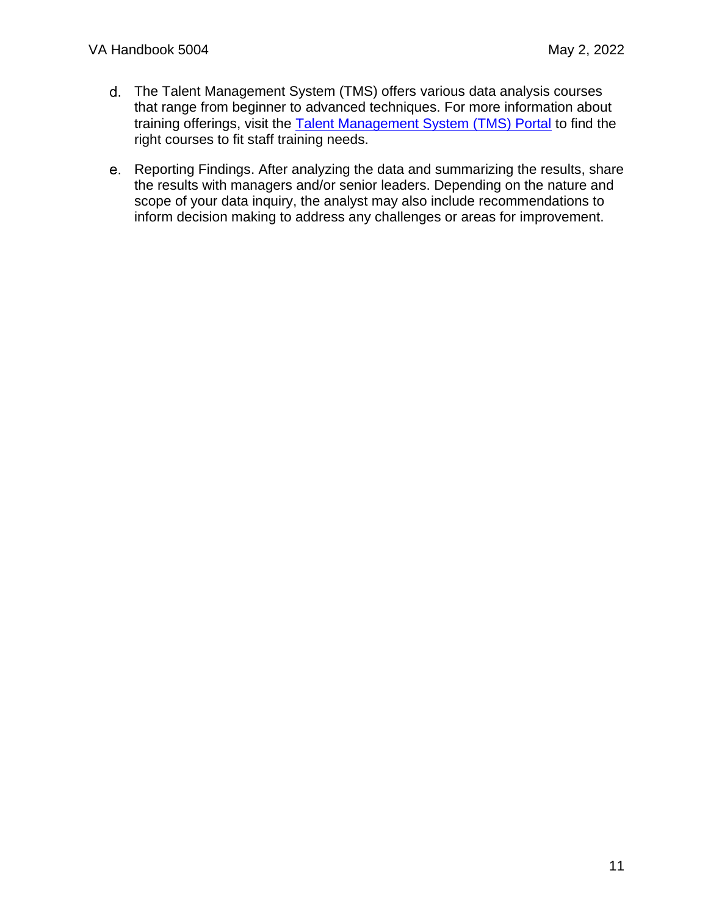d. The Talent Management System (TMS) offers various data analysis courses that range from beginner to advanced techniques. For more information about training offerings, visit the Talent Management System (TMS) Portal to find the right courses to fit staff training needs.

e. Reporting Findings. After analyzing the data and summarizing the results, share the results with managers and/or senior leaders. Depending on the nature and scope of your data inquiry, the analyst may also include recommendations to inform decision making to address any challenges or areas for improvement.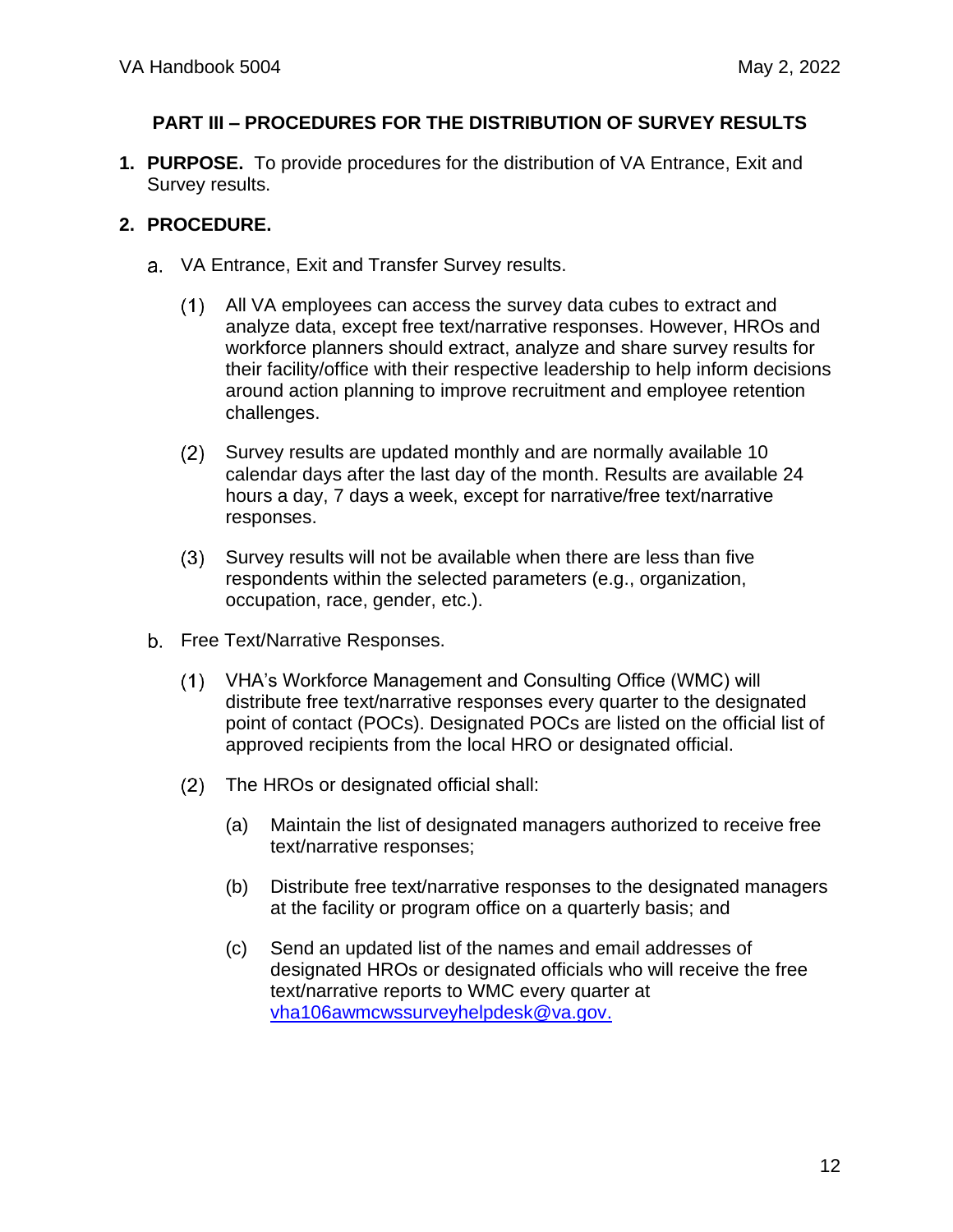## PART III – PROCEDURES FOR THE DISTRIBUTION OF SURVEY RESULTS

**1. PURPOSE.** To provide procedures for the distribution of VA Entrance, Exit and Survey results.

**2. PROCEDURE.**

a. VA Entrance, Exit and Transfer Survey results.

(1) All VA employees can access the survey data cubes to extract and analyze data, except free text/narrative responses. However, HROs and workforce planners should extract, analyze and share survey results for their facility/office with their respective leadership to help inform decisions around action planning to improve recruitment and employee retention challenges.

(2) Survey results are updated monthly and are normally available 10 calendar days after the last day of the month. Results are available 24 hours a day, 7 days a week, except for narrative/free text/narrative responses.

(3) Survey results will not be available when there are less than five respondents within the selected parameters (e.g., organization, occupation, race, gender, etc.).

b. Free Text/Narrative Responses.

(1) VHA's Workforce Management and Consulting Office (WMC) will distribute free text/narrative responses every quarter to the designated point of contact (POCs). Designated POCs are listed on the official list of approved recipients from the local HRO or designated official.

(2) The HROs or designated official shall:

(a) Maintain the list of designated managers authorized to receive free text/narrative responses;

(b) Distribute free text/narrative responses to the designated managers at the facility or program office on a quarterly basis; and

(c) Send an updated list of the names and email addresses of designated HROs or designated officials who will receive the free text/narrative reports to WMC every quarter at vha106awmcwssurveyhelpdesk@va.gov.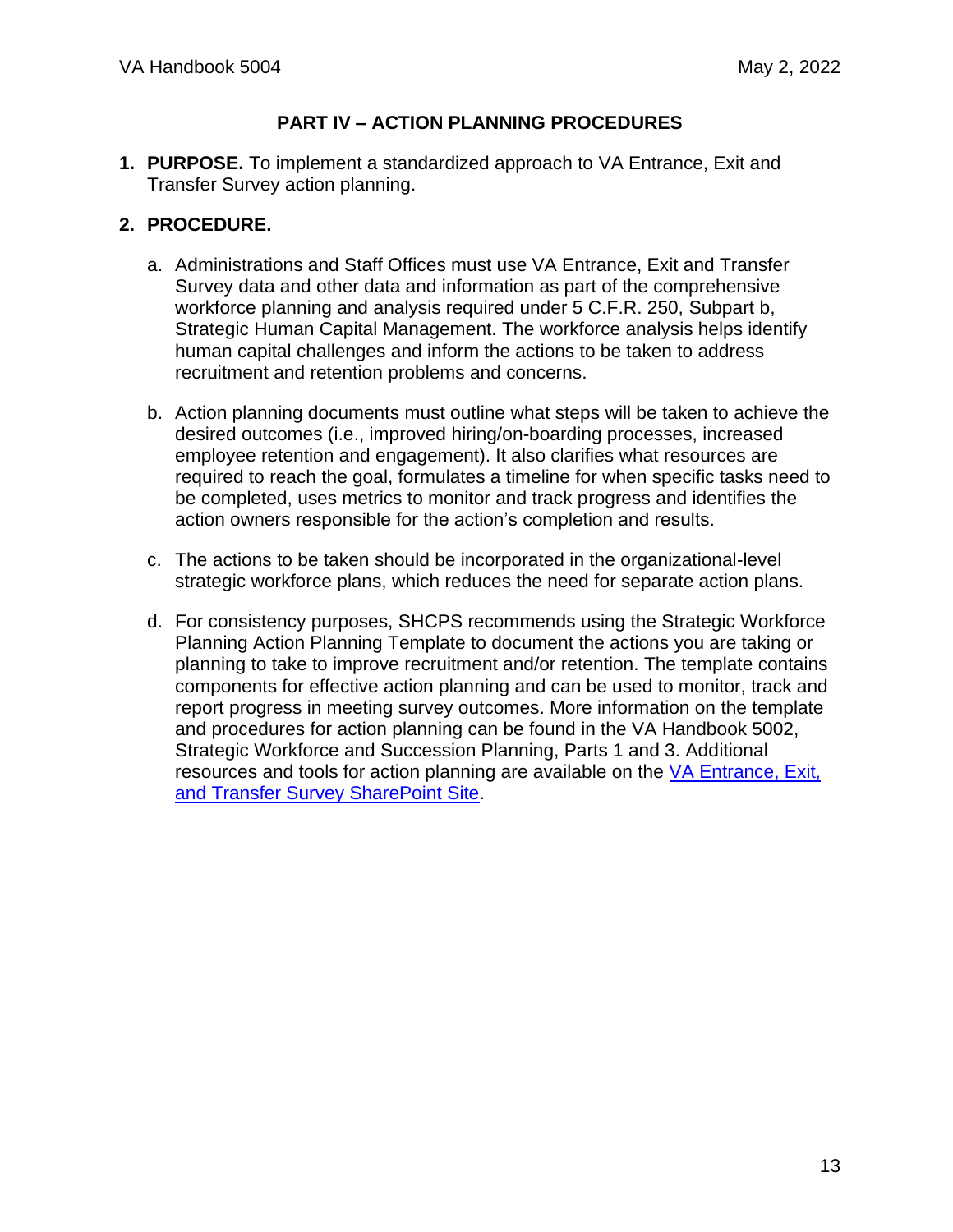## PART IV – ACTION PLANNING PROCEDURES

1. **PURPOSE.** To implement a standardized approach to VA Entrance, Exit and Transfer Survey action planning.

2. **PROCEDURE.**

   a. Administrations and Staff Offices must use VA Entrance, Exit and Transfer Survey data and other data and information as part of the comprehensive workforce planning and analysis required under 5 C.F.R. 250, Subpart b, Strategic Human Capital Management. The workforce analysis helps identify human capital challenges and inform the actions to be taken to address recruitment and retention problems and concerns.

   b. Action planning documents must outline what steps will be taken to achieve the desired outcomes (i.e., improved hiring/on-boarding processes, increased employee retention and engagement). It also clarifies what resources are required to reach the goal, formulates a timeline for when specific tasks need to be completed, uses metrics to monitor and track progress and identifies the action owners responsible for the action's completion and results.

   c. The actions to be taken should be incorporated in the organizational-level strategic workforce plans, which reduces the need for separate action plans.

   d. For consistency purposes, SHCPS recommends using the Strategic Workforce Planning Action Planning Template to document the actions you are taking or planning to take to improve recruitment and/or retention. The template contains components for effective action planning and can be used to monitor, track and report progress in meeting survey outcomes. More information on the template and procedures for action planning can be found in the VA Handbook 5002, Strategic Workforce and Succession Planning, Parts 1 and 3. Additional resources and tools for action planning are available on the VA Entrance, Exit, and Transfer Survey SharePoint Site.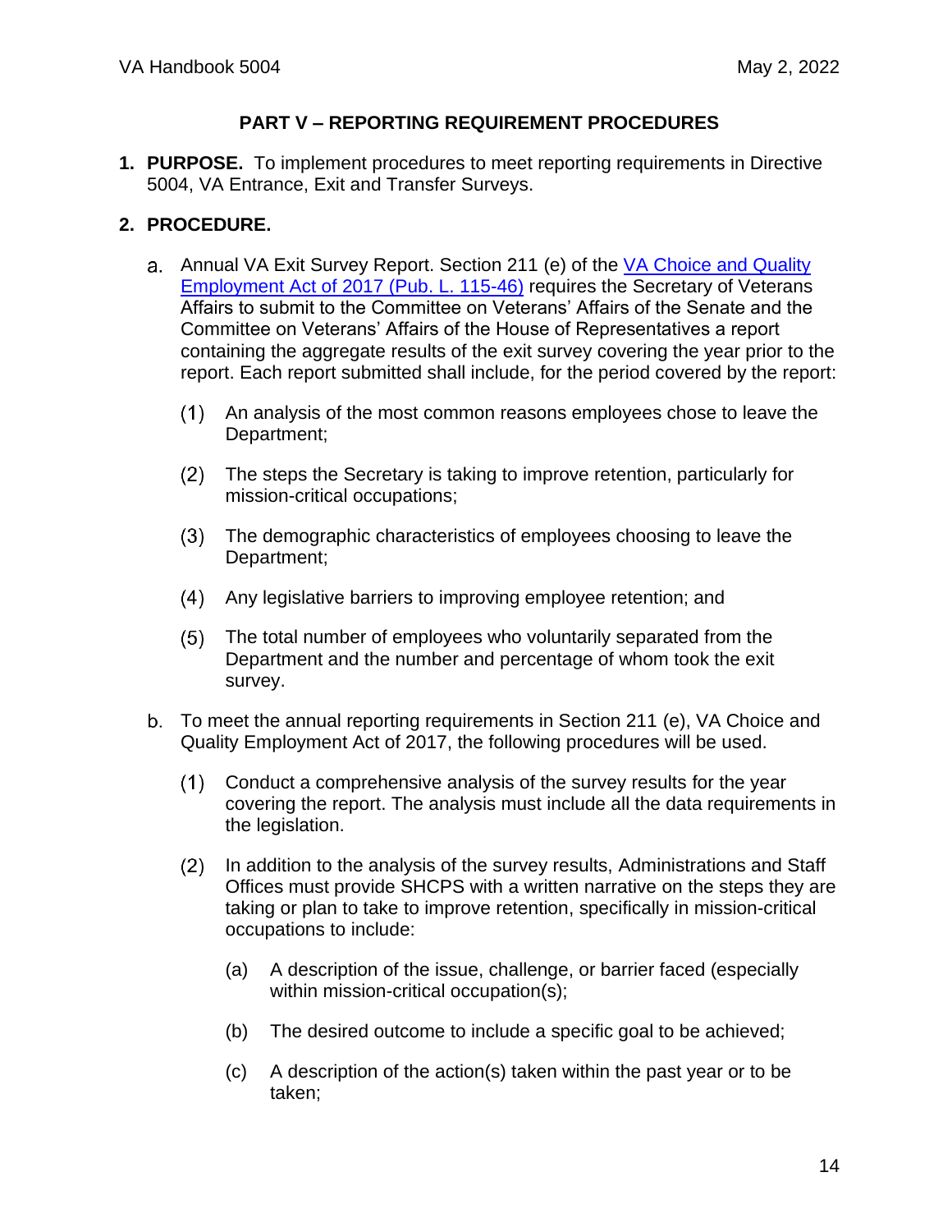## PART V – REPORTING REQUIREMENT PROCEDURES

**1. PURPOSE.** To implement procedures to meet reporting requirements in Directive 5004, VA Entrance, Exit and Transfer Surveys.

**2. PROCEDURE.**

a. Annual VA Exit Survey Report. Section 211 (e) of the VA Choice and Quality Employment Act of 2017 (Pub. L. 115-46) requires the Secretary of Veterans Affairs to submit to the Committee on Veterans' Affairs of the Senate and the Committee on Veterans' Affairs of the House of Representatives a report containing the aggregate results of the exit survey covering the year prior to the report. Each report submitted shall include, for the period covered by the report:

(1) An analysis of the most common reasons employees chose to leave the Department;

(2) The steps the Secretary is taking to improve retention, particularly for mission-critical occupations;

(3) The demographic characteristics of employees choosing to leave the Department;

(4) Any legislative barriers to improving employee retention; and

(5) The total number of employees who voluntarily separated from the Department and the number and percentage of whom took the exit survey.

b. To meet the annual reporting requirements in Section 211 (e), VA Choice and Quality Employment Act of 2017, the following procedures will be used.

(1) Conduct a comprehensive analysis of the survey results for the year covering the report. The analysis must include all the data requirements in the legislation.

(2) In addition to the analysis of the survey results, Administrations and Staff Offices must provide SHCPS with a written narrative on the steps they are taking or plan to take to improve retention, specifically in mission-critical occupations to include:

(a) A description of the issue, challenge, or barrier faced (especially within mission-critical occupation(s);

(b) The desired outcome to include a specific goal to be achieved;

(c) A description of the action(s) taken within the past year or to be taken;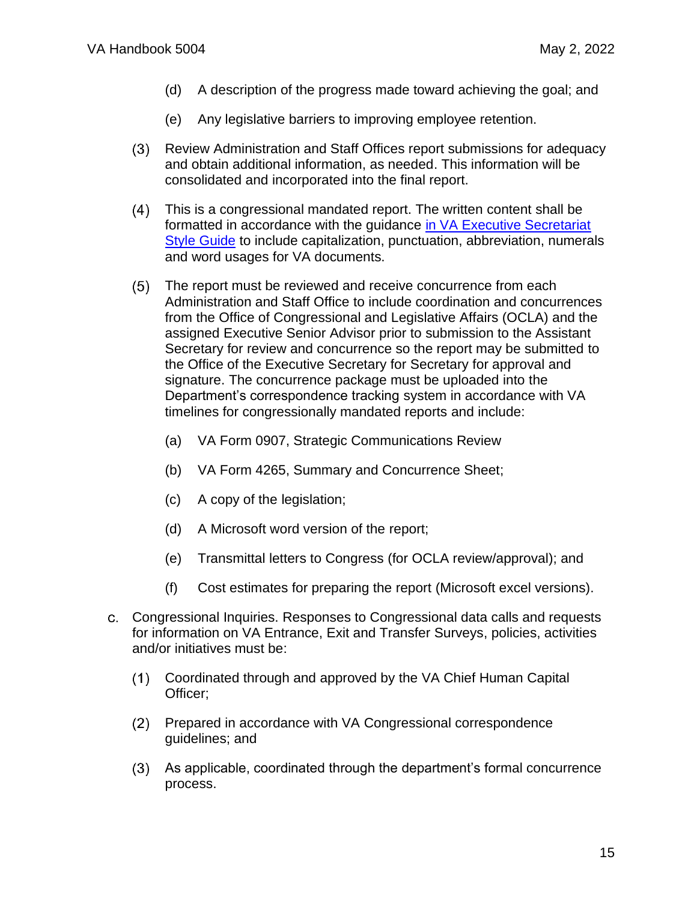(d) A description of the progress made toward achieving the goal; and

(e) Any legislative barriers to improving employee retention.

(3) Review Administration and Staff Offices report submissions for adequacy and obtain additional information, as needed. This information will be consolidated and incorporated into the final report.

(4) This is a congressional mandated report. The written content shall be formatted in accordance with the guidance in VA Executive Secretariat Style Guide to include capitalization, punctuation, abbreviation, numerals and word usages for VA documents.

(5) The report must be reviewed and receive concurrence from each Administration and Staff Office to include coordination and concurrences from the Office of Congressional and Legislative Affairs (OCLA) and the assigned Executive Senior Advisor prior to submission to the Assistant Secretary for review and concurrence so the report may be submitted to the Office of the Executive Secretary for Secretary for approval and signature. The concurrence package must be uploaded into the Department's correspondence tracking system in accordance with VA timelines for congressionally mandated reports and include:

(a) VA Form 0907, Strategic Communications Review

(b) VA Form 4265, Summary and Concurrence Sheet;

(c) A copy of the legislation;

(d) A Microsoft word version of the report;

(e) Transmittal letters to Congress (for OCLA review/approval); and

(f) Cost estimates for preparing the report (Microsoft excel versions).

c. Congressional Inquiries. Responses to Congressional data calls and requests for information on VA Entrance, Exit and Transfer Surveys, policies, activities and/or initiatives must be:

(1) Coordinated through and approved by the VA Chief Human Capital Officer;

(2) Prepared in accordance with VA Congressional correspondence guidelines; and

(3) As applicable, coordinated through the department's formal concurrence process.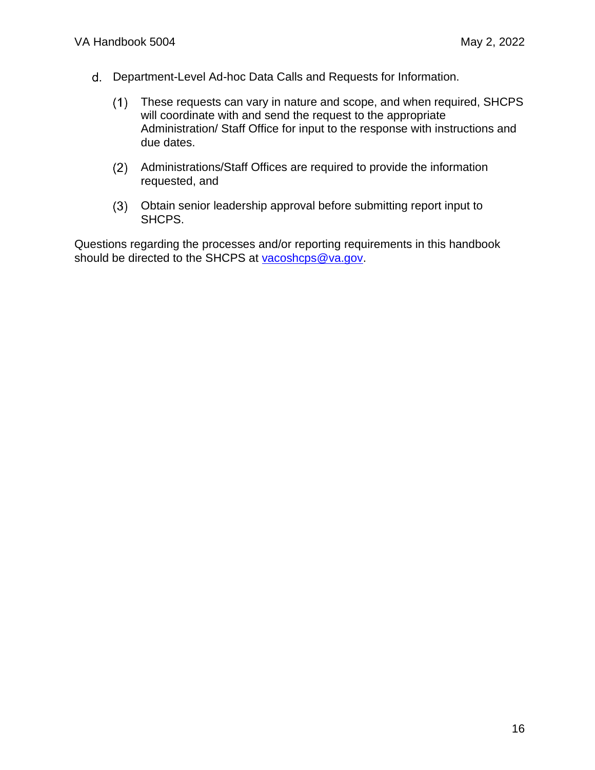d. Department-Level Ad-hoc Data Calls and Requests for Information.

(1) These requests can vary in nature and scope, and when required, SHCPS will coordinate with and send the request to the appropriate Administration/ Staff Office for input to the response with instructions and due dates.

(2) Administrations/Staff Offices are required to provide the information requested, and

(3) Obtain senior leadership approval before submitting report input to SHCPS.

Questions regarding the processes and/or reporting requirements in this handbook should be directed to the SHCPS at [vacoshcps@va.gov](mailto:vacoshcps@va.gov).